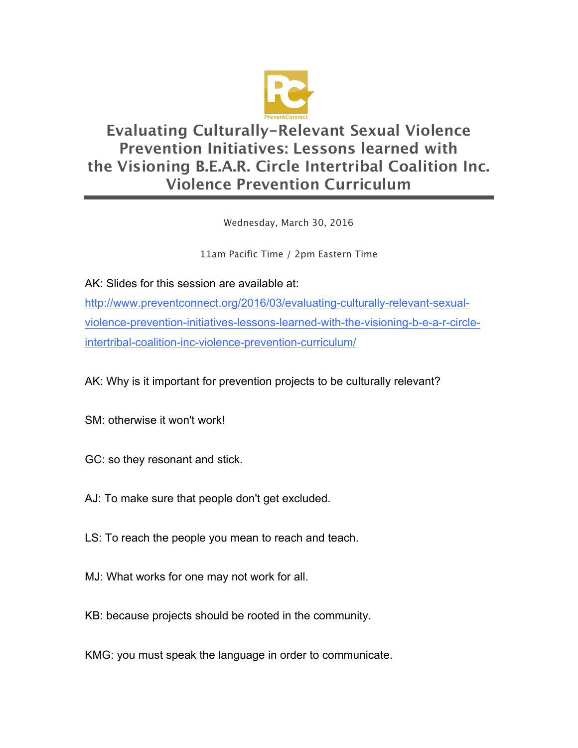# Evaluating Culturally-Relevant Sexual Violence Prevention Initiatives: Lessons learned with the Visioning B.E.A.R. Circle Intertribal Coalition Inc. Violence Prevention Curriculum

Wednesday, March 30, 2016

11am Pacific Time / 2pm Eastern Time

AK: Slides for this session are available at: http://www.preventconnect.org/2016/03/evaluating-culturally-relevant-sexual-violence-prevention-initiatives-lessons-learned-with-the-visioning-b-e-a-r-circle-intertribal-coalition-inc-violence-prevention-curriculum/

AK: Why is it important for prevention projects to be culturally relevant?

SM: otherwise it won't work!

GC: so they resonant and stick.

AJ: To make sure that people don't get excluded.

LS: To reach the people you mean to reach and teach.

MJ: What works for one may not work for all.

KB: because projects should be rooted in the community.

KMG: you must speak the language in order to communicate.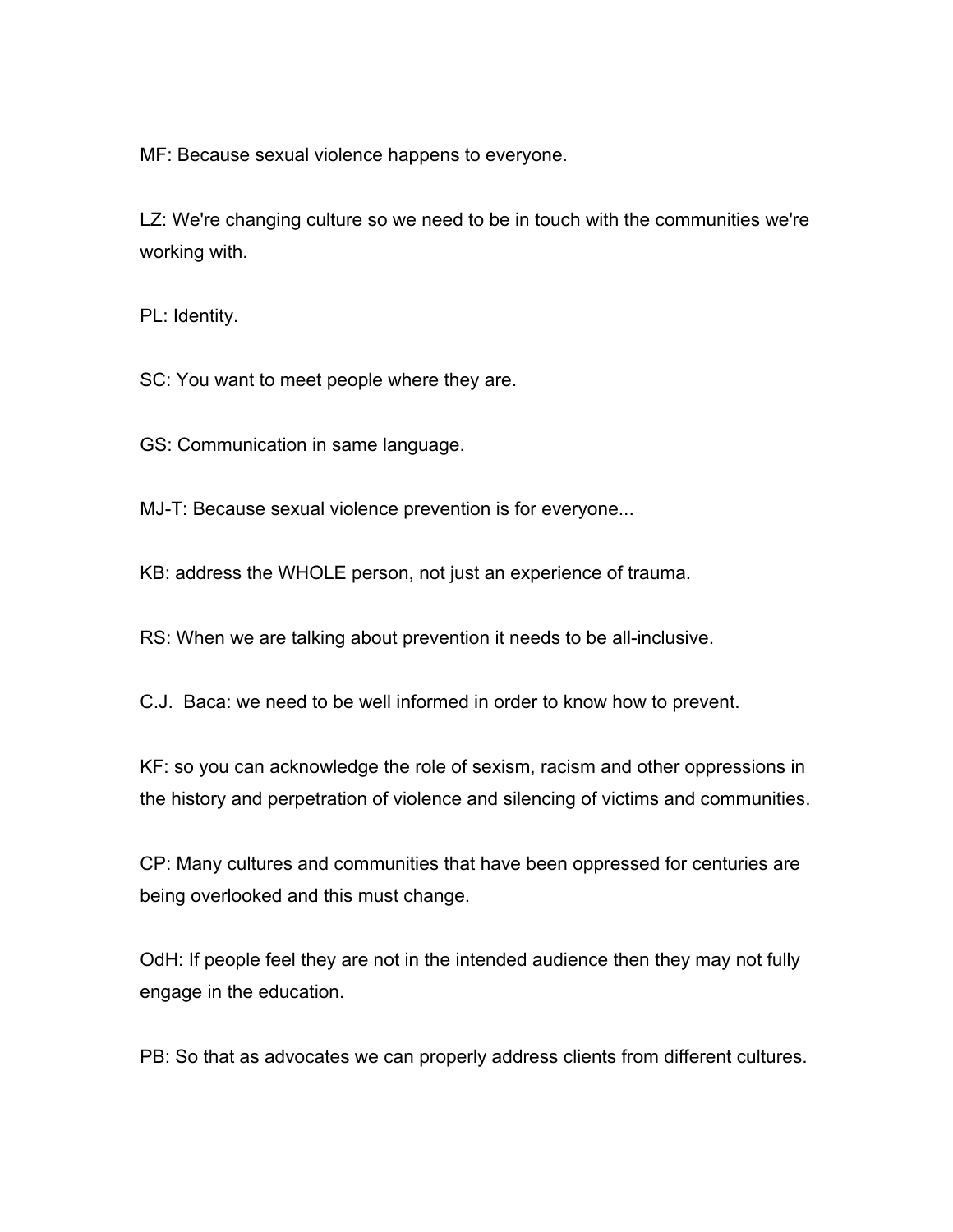MF: Because sexual violence happens to everyone.

LZ: We're changing culture so we need to be in touch with the communities we're working with.

PL: Identity.

SC: You want to meet people where they are.

GS: Communication in same language.

MJ-T: Because sexual violence prevention is for everyone...

KB: address the WHOLE person, not just an experience of trauma.

RS: When we are talking about prevention it needs to be all-inclusive.

C.J. Baca: we need to be well informed in order to know how to prevent.

KF: so you can acknowledge the role of sexism, racism and other oppressions in the history and perpetration of violence and silencing of victims and communities.

CP: Many cultures and communities that have been oppressed for centuries are being overlooked and this must change.

OdH: If people feel they are not in the intended audience then they may not fully engage in the education.

PB: So that as advocates we can properly address clients from different cultures.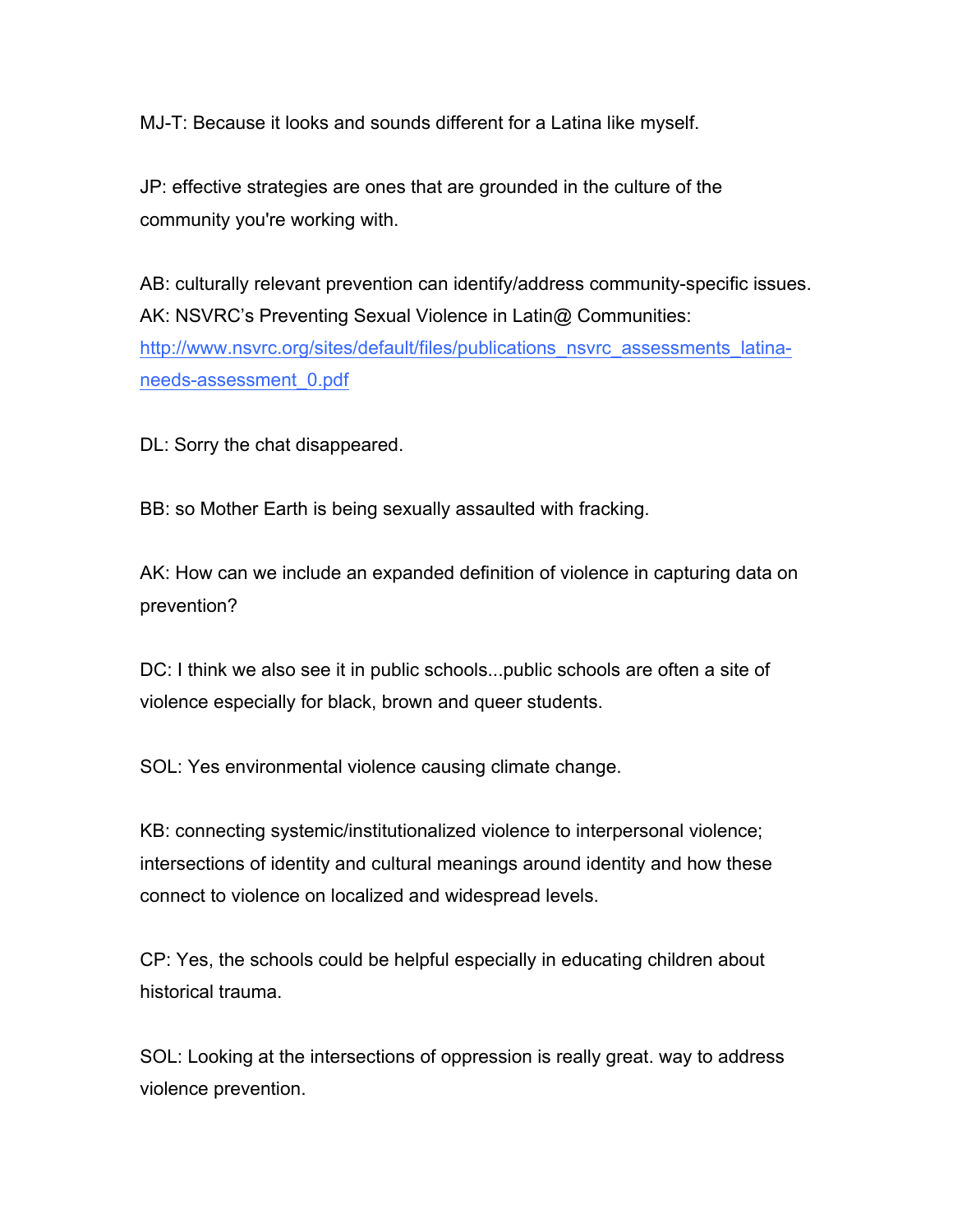MJ-T: Because it looks and sounds different for a Latina like myself.

JP: effective strategies are ones that are grounded in the culture of the community you're working with.

AB: culturally relevant prevention can identify/address community-specific issues.
AK: NSVRC's Preventing Sexual Violence in Latin@ Communities: [http://www.nsvrc.org/sites/default/files/publications_nsvrc_assessments_latina-needs-assessment_0.pdf](http://www.nsvrc.org/sites/default/files/publications_nsvrc_assessments_latina-needs-assessment_0.pdf)

DL: Sorry the chat disappeared.

BB: so Mother Earth is being sexually assaulted with fracking.

AK: How can we include an expanded definition of violence in capturing data on prevention?

DC: I think we also see it in public schools...public schools are often a site of violence especially for black, brown and queer students.

SOL: Yes environmental violence causing climate change.

KB: connecting systemic/institutionalized violence to interpersonal violence; intersections of identity and cultural meanings around identity and how these connect to violence on localized and widespread levels.

CP: Yes, the schools could be helpful especially in educating children about historical trauma.

SOL: Looking at the intersections of oppression is really great. way to address violence prevention.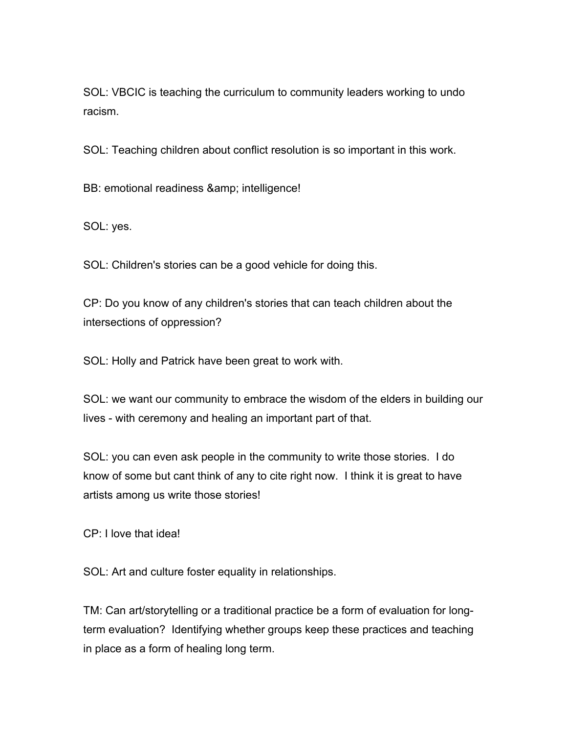SOL: VBCIC is teaching the curriculum to community leaders working to undo racism.

SOL: Teaching children about conflict resolution is so important in this work.

BB: emotional readiness &amp; intelligence!

SOL: yes.

SOL: Children's stories can be a good vehicle for doing this.

CP: Do you know of any children's stories that can teach children about the intersections of oppression?

SOL: Holly and Patrick have been great to work with.

SOL: we want our community to embrace the wisdom of the elders in building our lives - with ceremony and healing an important part of that.

SOL: you can even ask people in the community to write those stories.  I do know of some but cant think of any to cite right now.  I think it is great to have artists among us write those stories!

CP: I love that idea!

SOL: Art and culture foster equality in relationships.

TM: Can art/storytelling or a traditional practice be a form of evaluation for long-term evaluation?  Identifying whether groups keep these practices and teaching in place as a form of healing long term.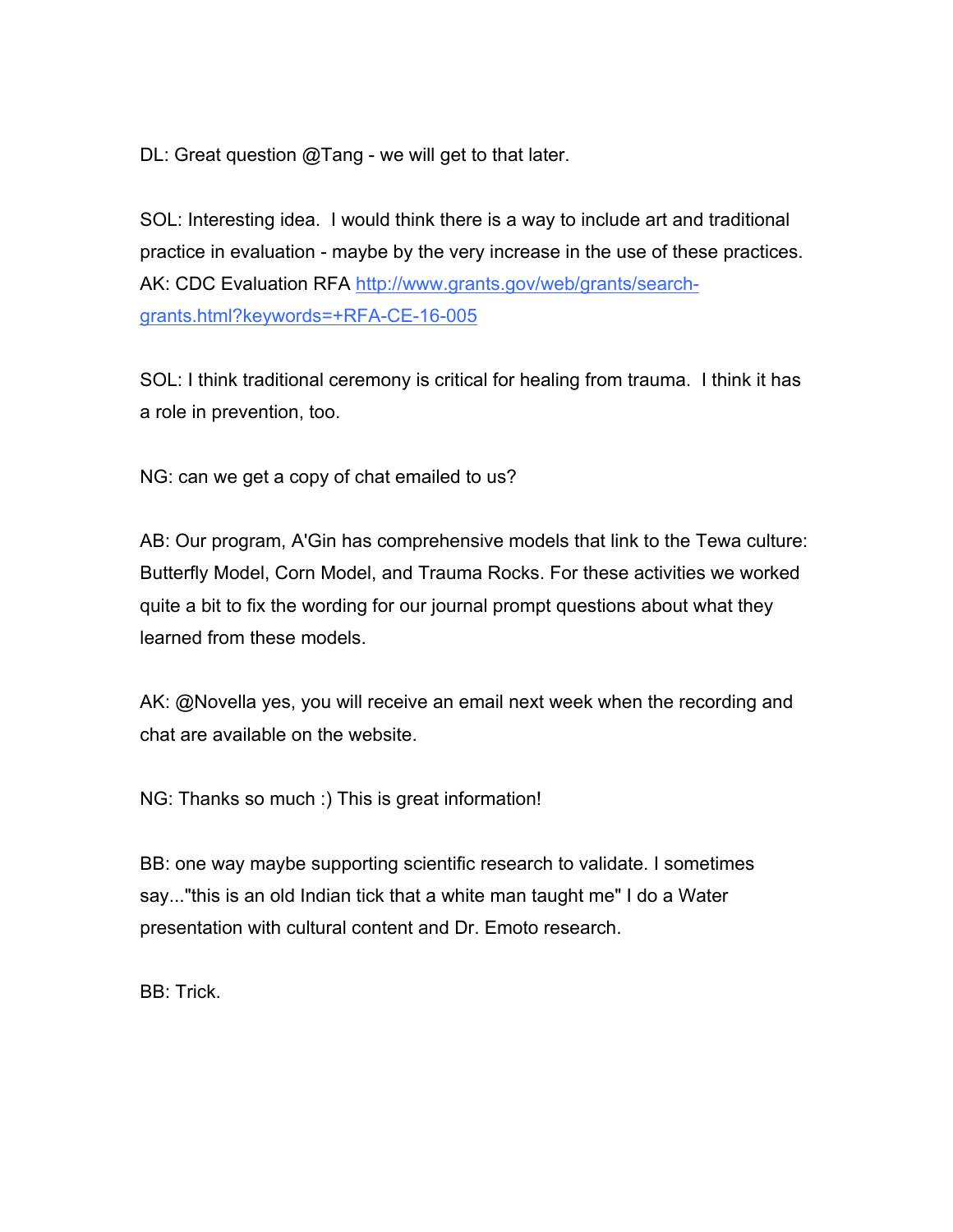DL: Great question @Tang - we will get to that later.

SOL: Interesting idea. I would think there is a way to include art and traditional practice in evaluation - maybe by the very increase in the use of these practices.
AK: CDC Evaluation RFA [http://www.grants.gov/web/grants/search-grants.html?keywords=+RFA-CE-16-005](http://www.grants.gov/web/grants/search-grants.html?keywords=+RFA-CE-16-005)

SOL: I think traditional ceremony is critical for healing from trauma. I think it has a role in prevention, too.

NG: can we get a copy of chat emailed to us?

AB: Our program, A'Gin has comprehensive models that link to the Tewa culture: Butterfly Model, Corn Model, and Trauma Rocks. For these activities we worked quite a bit to fix the wording for our journal prompt questions about what they learned from these models.

AK: @Novella yes, you will receive an email next week when the recording and chat are available on the website.

NG: Thanks so much :) This is great information!

BB: one way maybe supporting scientific research to validate. I sometimes say..."this is an old Indian tick that a white man taught me" I do a Water presentation with cultural content and Dr. Emoto research.

BB: Trick.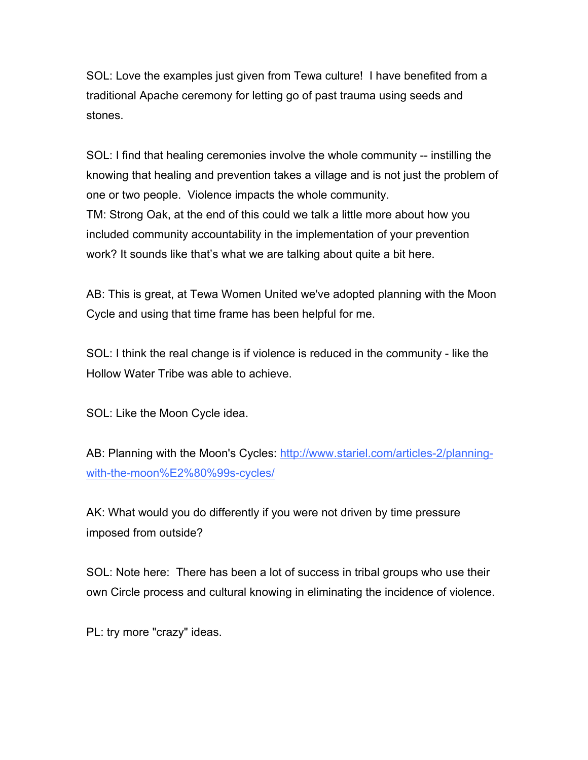SOL: Love the examples just given from Tewa culture! I have benefited from a traditional Apache ceremony for letting go of past trauma using seeds and stones.

SOL: I find that healing ceremonies involve the whole community -- instilling the knowing that healing and prevention takes a village and is not just the problem of one or two people. Violence impacts the whole community.
TM: Strong Oak, at the end of this could we talk a little more about how you included community accountability in the implementation of your prevention work? It sounds like that's what we are talking about quite a bit here.

AB: This is great, at Tewa Women United we've adopted planning with the Moon Cycle and using that time frame has been helpful for me.

SOL: I think the real change is if violence is reduced in the community - like the Hollow Water Tribe was able to achieve.

SOL: Like the Moon Cycle idea.

AB: Planning with the Moon's Cycles: [http://www.stariel.com/articles-2/planning-with-the-moon%E2%80%99s-cycles/](http://www.stariel.com/articles-2/planning-with-the-moon%E2%80%99s-cycles/)

AK: What would you do differently if you were not driven by time pressure imposed from outside?

SOL: Note here: There has been a lot of success in tribal groups who use their own Circle process and cultural knowing in eliminating the incidence of violence.

PL: try more "crazy" ideas.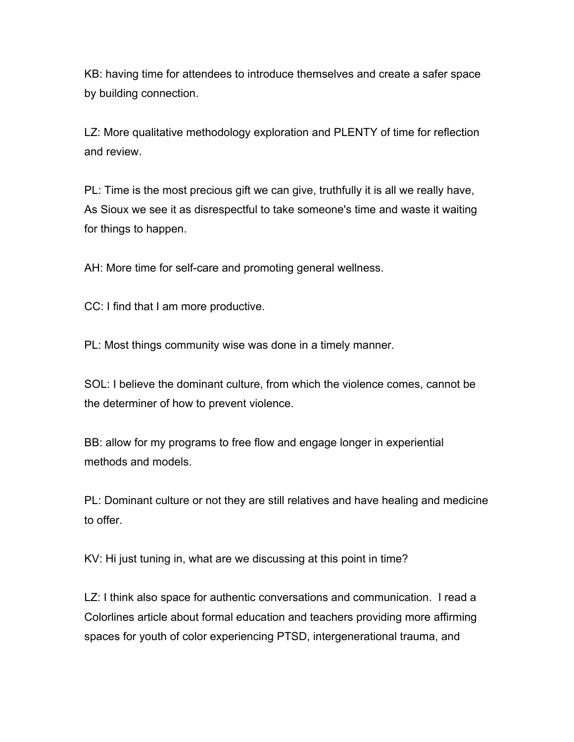KB: having time for attendees to introduce themselves and create a safer space by building connection.

LZ: More qualitative methodology exploration and PLENTY of time for reflection and review.

PL: Time is the most precious gift we can give, truthfully it is all we really have, As Sioux we see it as disrespectful to take someone's time and waste it waiting for things to happen.

AH: More time for self-care and promoting general wellness.

CC: I find that I am more productive.

PL: Most things community wise was done in a timely manner.

SOL: I believe the dominant culture, from which the violence comes, cannot be the determiner of how to prevent violence.

BB: allow for my programs to free flow and engage longer in experiential methods and models.

PL: Dominant culture or not they are still relatives and have healing and medicine to offer.

KV: Hi just tuning in, what are we discussing at this point in time?

LZ: I think also space for authentic conversations and communication. I read a Colorlines article about formal education and teachers providing more affirming spaces for youth of color experiencing PTSD, intergenerational trauma, and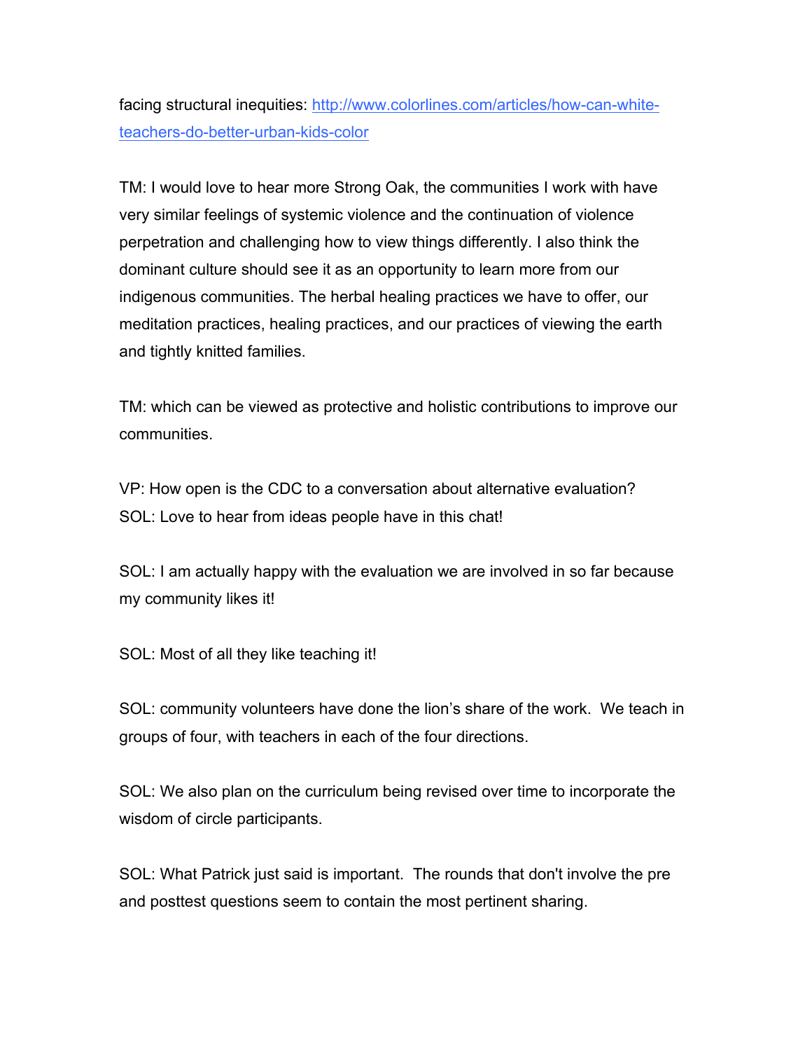facing structural inequities: [http://www.colorlines.com/articles/how-can-white-teachers-do-better-urban-kids-color](http://www.colorlines.com/articles/how-can-white-teachers-do-better-urban-kids-color)

TM: I would love to hear more Strong Oak, the communities I work with have very similar feelings of systemic violence and the continuation of violence perpetration and challenging how to view things differently. I also think the dominant culture should see it as an opportunity to learn more from our indigenous communities. The herbal healing practices we have to offer, our meditation practices, healing practices, and our practices of viewing the earth and tightly knitted families.

TM: which can be viewed as protective and holistic contributions to improve our communities.

VP: How open is the CDC to a conversation about alternative evaluation?
SOL: Love to hear from ideas people have in this chat!

SOL: I am actually happy with the evaluation we are involved in so far because my community likes it!

SOL: Most of all they like teaching it!

SOL: community volunteers have done the lion's share of the work. We teach in groups of four, with teachers in each of the four directions.

SOL: We also plan on the curriculum being revised over time to incorporate the wisdom of circle participants.

SOL: What Patrick just said is important. The rounds that don't involve the pre and posttest questions seem to contain the most pertinent sharing.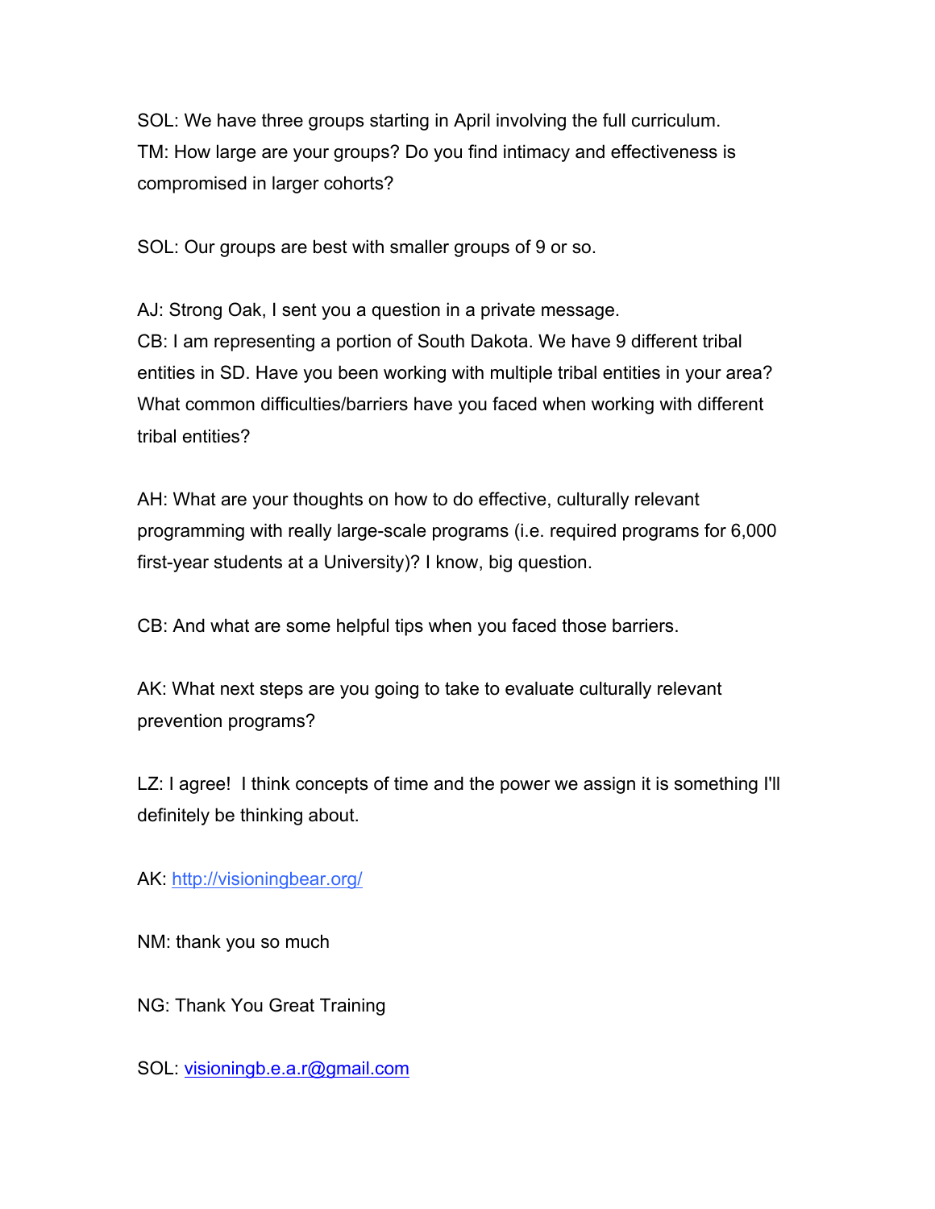SOL: We have three groups starting in April involving the full curriculum.
TM: How large are your groups? Do you find intimacy and effectiveness is compromised in larger cohorts?

SOL: Our groups are best with smaller groups of 9 or so.

AJ: Strong Oak, I sent you a question in a private message.
CB: I am representing a portion of South Dakota. We have 9 different tribal entities in SD. Have you been working with multiple tribal entities in your area? What common difficulties/barriers have you faced when working with different tribal entities?

AH: What are your thoughts on how to do effective, culturally relevant programming with really large-scale programs (i.e. required programs for 6,000 first-year students at a University)? I know, big question.

CB: And what are some helpful tips when you faced those barriers.

AK: What next steps are you going to take to evaluate culturally relevant prevention programs?

LZ: I agree!  I think concepts of time and the power we assign it is something I'll definitely be thinking about.

AK: http://visioningbear.org/

NM: thank you so much

NG: Thank You Great Training

SOL: visioningb.e.a.r@gmail.com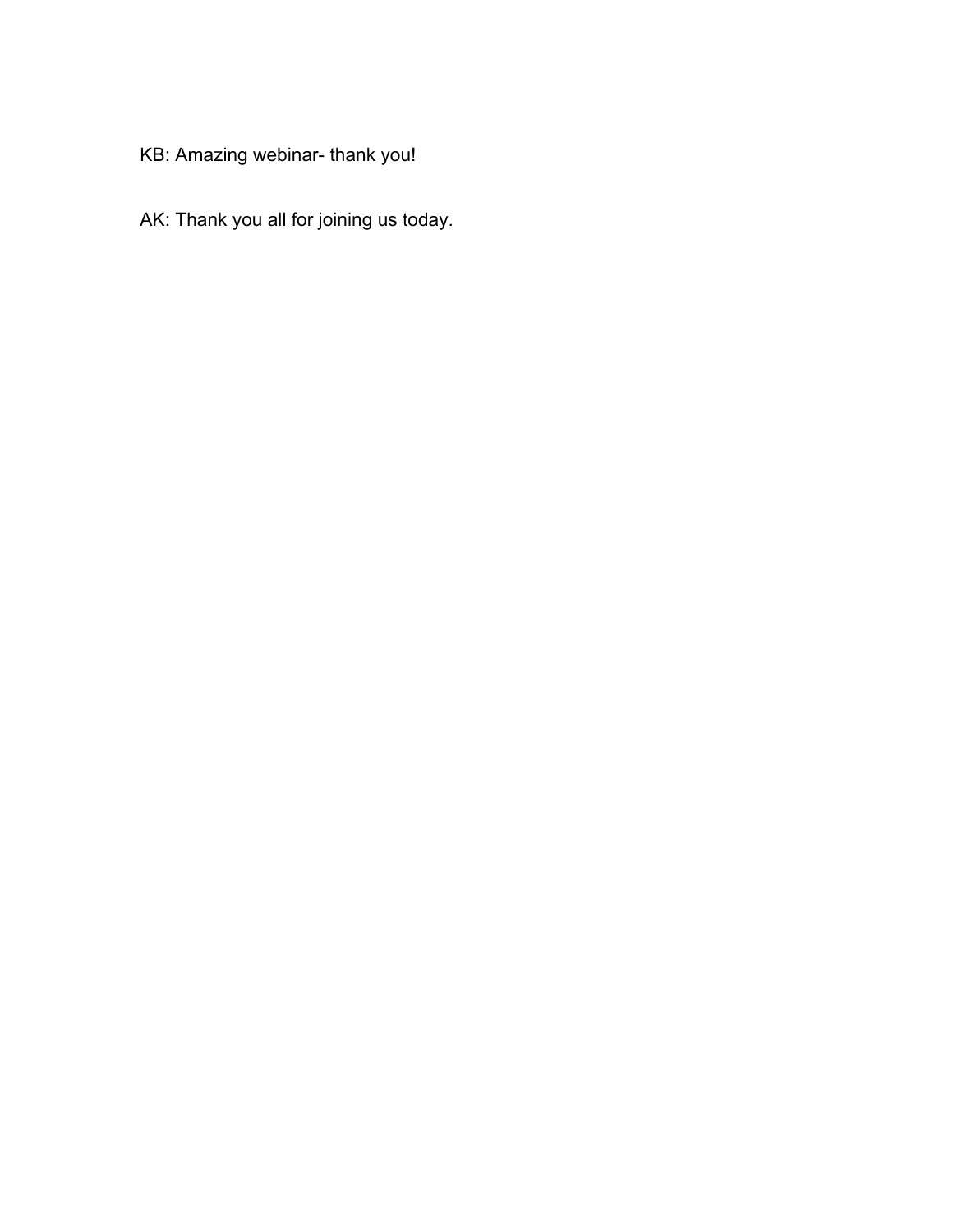KB: Amazing webinar- thank you!

AK: Thank you all for joining us today.